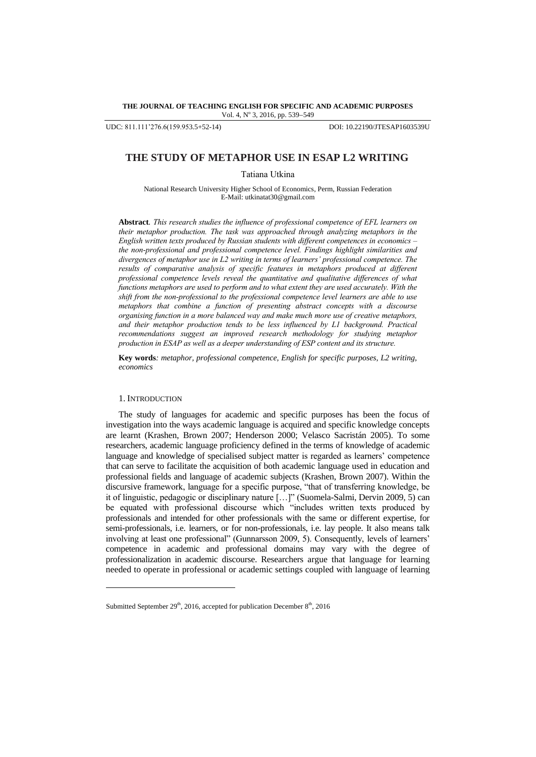UDC: 811.111'276.6(159.953.5+52-14) DOI: 10.22190/JTESAP1603539U

# THE STUDY OF METAPHOR USE IN ESAP L2 WRITING

Tatiana Utkina

National Research University Higher School of Economics, Perm, Russian Federation
E-Mail: utkinatat30@gmail.com

**Abstract**. *This research studies the influence of professional competence of EFL learners on their metaphor production. The task was approached through analyzing metaphors in the English written texts produced by Russian students with different competences in economics – the non-professional and professional competence level. Findings highlight similarities and divergences of metaphor use in L2 writing in terms of learners' professional competence. The results of comparative analysis of specific features in metaphors produced at different professional competence levels reveal the quantitative and qualitative differences of what functions metaphors are used to perform and to what extent they are used accurately. With the shift from the non-professional to the professional competence level learners are able to use metaphors that combine a function of presenting abstract concepts with a discourse organising function in a more balanced way and make much more use of creative metaphors, and their metaphor production tends to be less influenced by L1 background. Practical recommendations suggest an improved research methodology for studying metaphor production in ESAP as well as a deeper understanding of ESP content and its structure.*

**Key words**: *metaphor, professional competence, English for specific purposes, L2 writing, economics*

## 1. INTRODUCTION

The study of languages for academic and specific purposes has been the focus of investigation into the ways academic language is acquired and specific knowledge concepts are learnt (Krashen, Brown 2007; Henderson 2000; Velasco Sacristán 2005). To some researchers, academic language proficiency defined in the terms of knowledge of academic language and knowledge of specialised subject matter is regarded as learners' competence that can serve to facilitate the acquisition of both academic language used in education and professional fields and language of academic subjects (Krashen, Brown 2007). Within the discursive framework, language for a specific purpose, "that of transferring knowledge, be it of linguistic, pedagogic or disciplinary nature […]" (Suomela-Salmi, Dervin 2009, 5) can be equated with professional discourse which "includes written texts produced by professionals and intended for other professionals with the same or different expertise, for semi-professionals, i.e. learners, or for non-professionals, i.e. lay people. It also means talk involving at least one professional" (Gunnarsson 2009, 5). Consequently, levels of learners' competence in academic and professional domains may vary with the degree of professionalization in academic discourse. Researchers argue that language for learning needed to operate in professional or academic settings coupled with language of learning

Submitted September 29th, 2016, accepted for publication December 8th, 2016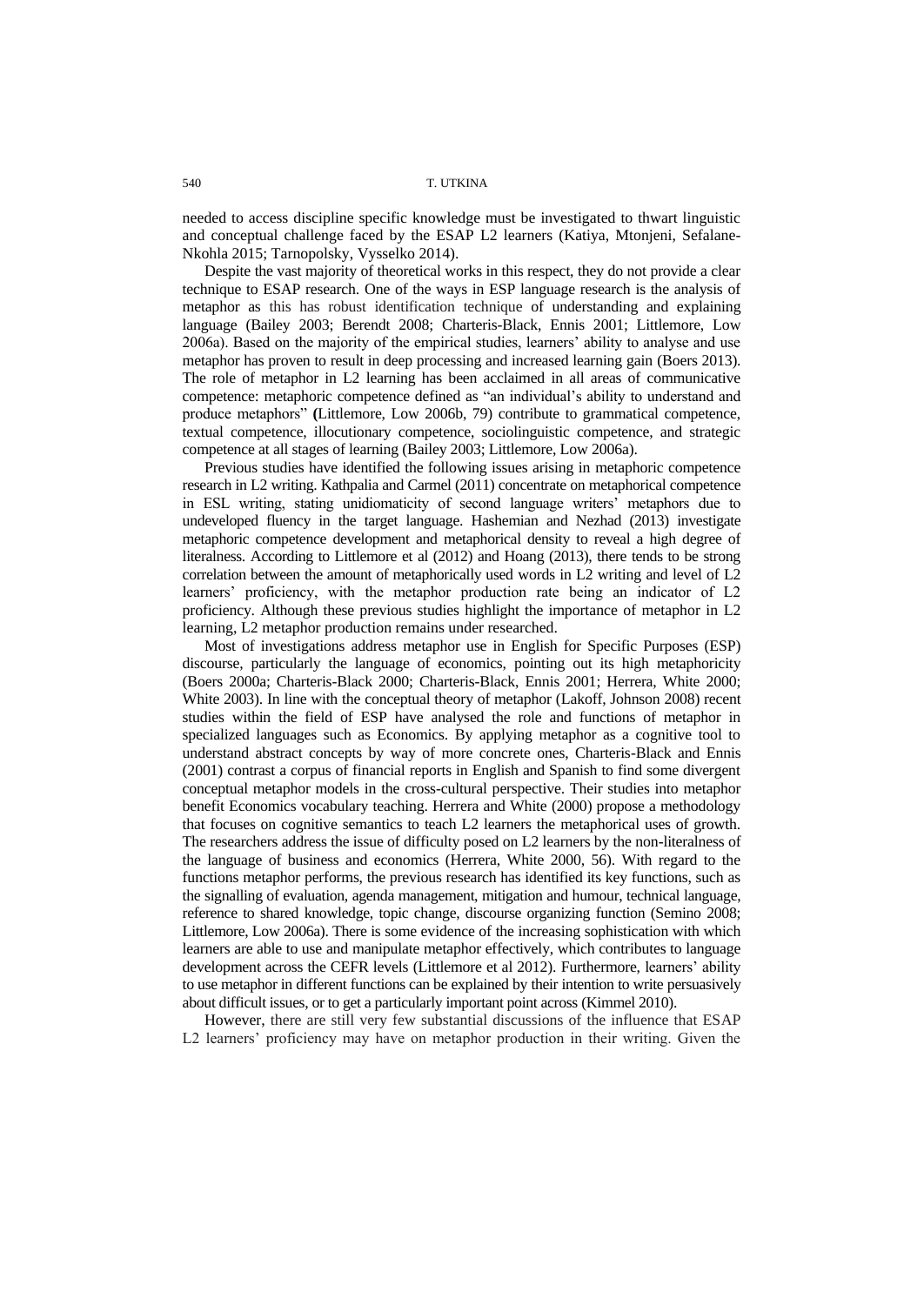needed to access discipline specific knowledge must be investigated to thwart linguistic and conceptual challenge faced by the ESAP L2 learners (Katiya, Mtonjeni, Sefalane-Nkohla 2015; Tarnopolsky, Vysselko 2014).

Despite the vast majority of theoretical works in this respect, they do not provide a clear technique to ESAP research. One of the ways in ESP language research is the analysis of metaphor as this has robust identification technique of understanding and explaining language (Bailey 2003; Berendt 2008; Charteris-Black, Ennis 2001; Littlemore, Low 2006a). Based on the majority of the empirical studies, learners' ability to analyse and use metaphor has proven to result in deep processing and increased learning gain (Boers 2013). The role of metaphor in L2 learning has been acclaimed in all areas of communicative competence: metaphoric competence defined as "an individual's ability to understand and produce metaphors" (Littlemore, Low 2006b, 79) contribute to grammatical competence, textual competence, illocutionary competence, sociolinguistic competence, and strategic competence at all stages of learning (Bailey 2003; Littlemore, Low 2006a).

Previous studies have identified the following issues arising in metaphoric competence research in L2 writing. Kathpalia and Carmel (2011) concentrate on metaphorical competence in ESL writing, stating unidiomaticity of second language writers' metaphors due to undeveloped fluency in the target language. Hashemian and Nezhad (2013) investigate metaphoric competence development and metaphorical density to reveal a high degree of literalness. According to Littlemore et al (2012) and Hoang (2013), there tends to be strong correlation between the amount of metaphorically used words in L2 writing and level of L2 learners' proficiency, with the metaphor production rate being an indicator of L2 proficiency. Although these previous studies highlight the importance of metaphor in L2 learning, L2 metaphor production remains under researched.

Most of investigations address metaphor use in English for Specific Purposes (ESP) discourse, particularly the language of economics, pointing out its high metaphoricity (Boers 2000a; Charteris-Black 2000; Charteris-Black, Ennis 2001; Herrera, White 2000; White 2003). In line with the conceptual theory of metaphor (Lakoff, Johnson 2008) recent studies within the field of ESP have analysed the role and functions of metaphor in specialized languages such as Economics. By applying metaphor as a cognitive tool to understand abstract concepts by way of more concrete ones, Charteris-Black and Ennis (2001) contrast a corpus of financial reports in English and Spanish to find some divergent conceptual metaphor models in the cross-cultural perspective. Their studies into metaphor benefit Economics vocabulary teaching. Herrera and White (2000) propose a methodology that focuses on cognitive semantics to teach L2 learners the metaphorical uses of growth. The researchers address the issue of difficulty posed on L2 learners by the non-literalness of the language of business and economics (Herrera, White 2000, 56). With regard to the functions metaphor performs, the previous research has identified its key functions, such as the signalling of evaluation, agenda management, mitigation and humour, technical language, reference to shared knowledge, topic change, discourse organizing function (Semino 2008; Littlemore, Low 2006a). There is some evidence of the increasing sophistication with which learners are able to use and manipulate metaphor effectively, which contributes to language development across the CEFR levels (Littlemore et al 2012). Furthermore, learners' ability to use metaphor in different functions can be explained by their intention to write persuasively about difficult issues, or to get a particularly important point across (Kimmel 2010).

However, there are still very few substantial discussions of the influence that ESAP L2 learners' proficiency may have on metaphor production in their writing. Given the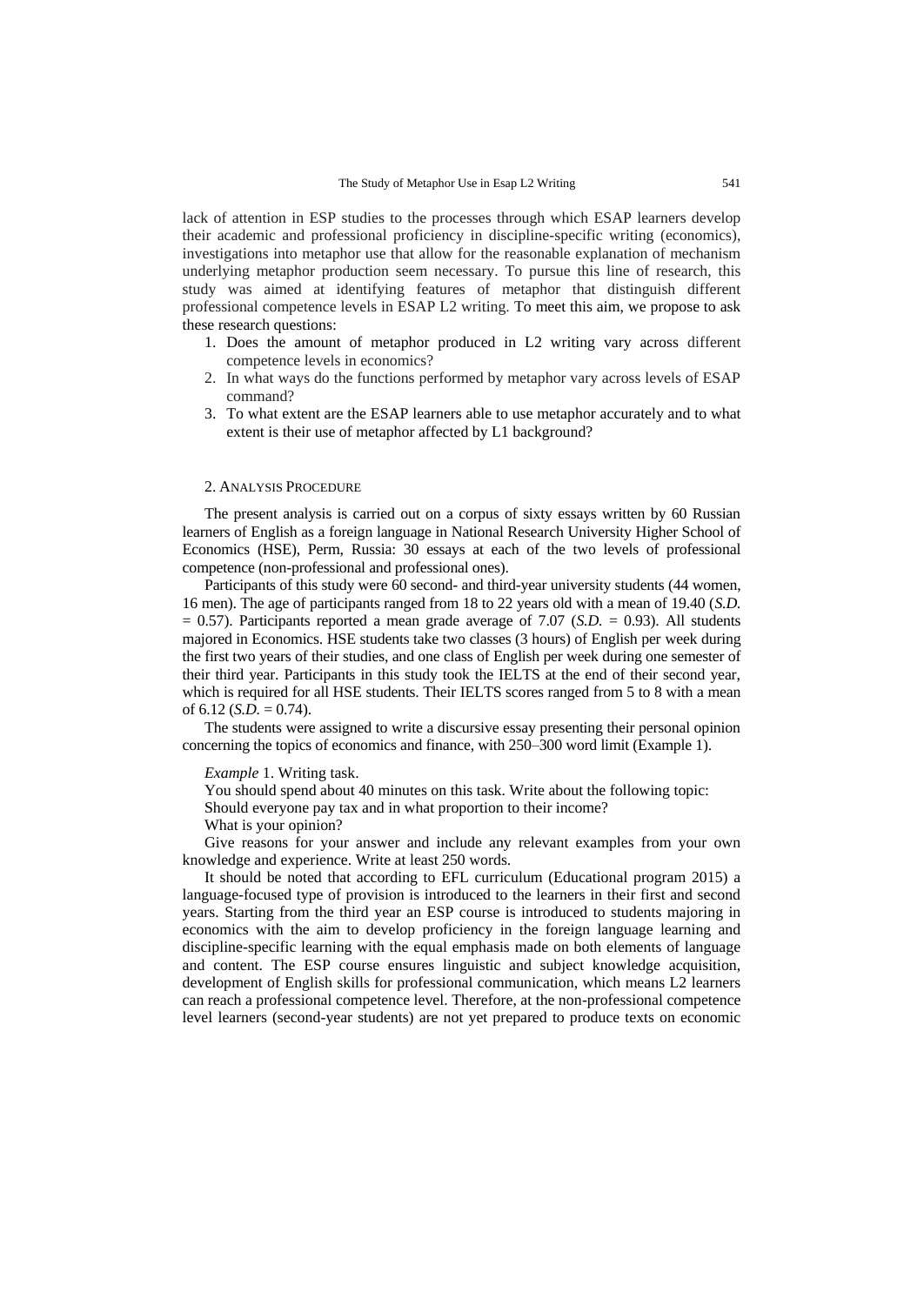lack of attention in ESP studies to the processes through which ESAP learners develop their academic and professional proficiency in discipline-specific writing (economics), investigations into metaphor use that allow for the reasonable explanation of mechanism underlying metaphor production seem necessary. To pursue this line of research, this study was aimed at identifying features of metaphor that distinguish different professional competence levels in ESAP L2 writing. To meet this aim, we propose to ask these research questions:

1. Does the amount of metaphor produced in L2 writing vary across different competence levels in economics?
2. In what ways do the functions performed by metaphor vary across levels of ESAP command?
3. To what extent are the ESAP learners able to use metaphor accurately and to what extent is their use of metaphor affected by L1 background?

## 2. Analysis Procedure

The present analysis is carried out on a corpus of sixty essays written by 60 Russian learners of English as a foreign language in National Research University Higher School of Economics (HSE), Perm, Russia: 30 essays at each of the two levels of professional competence (non-professional and professional ones).

Participants of this study were 60 second- and third-year university students (44 women, 16 men). The age of participants ranged from 18 to 22 years old with a mean of 19.40 (*S.D.* = 0.57). Participants reported a mean grade average of 7.07 (*S.D.* = 0.93). All students majored in Economics. HSE students take two classes (3 hours) of English per week during the first two years of their studies, and one class of English per week during one semester of their third year. Participants in this study took the IELTS at the end of their second year, which is required for all HSE students. Their IELTS scores ranged from 5 to 8 with a mean of 6.12 (*S.D.* = 0.74).

The students were assigned to write a discursive essay presenting their personal opinion concerning the topics of economics and finance, with 250–300 word limit (Example 1).

*Example* 1. Writing task.

You should spend about 40 minutes on this task. Write about the following topic:

Should everyone pay tax and in what proportion to their income?

What is your opinion?

Give reasons for your answer and include any relevant examples from your own knowledge and experience. Write at least 250 words.

It should be noted that according to EFL curriculum (Educational program 2015) a language-focused type of provision is introduced to the learners in their first and second years. Starting from the third year an ESP course is introduced to students majoring in economics with the aim to develop proficiency in the foreign language learning and discipline-specific learning with the equal emphasis made on both elements of language and content. The ESP course ensures linguistic and subject knowledge acquisition, development of English skills for professional communication, which means L2 learners can reach a professional competence level. Therefore, at the non-professional competence level learners (second-year students) are not yet prepared to produce texts on economic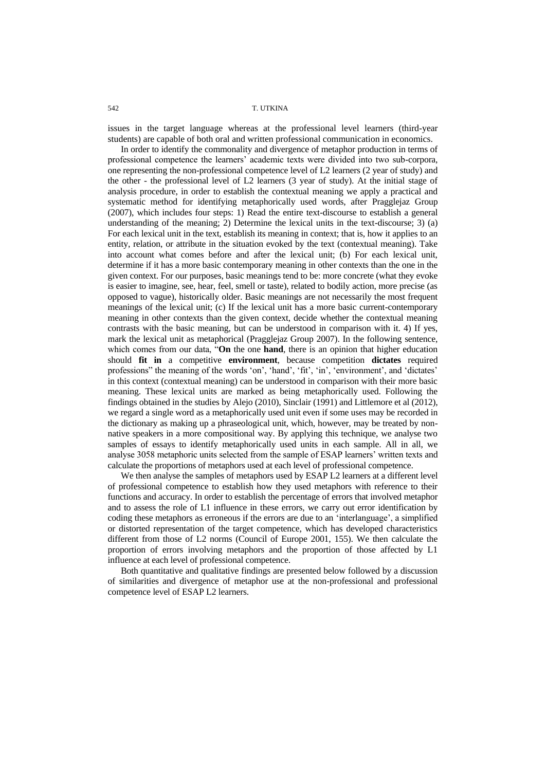issues in the target language whereas at the professional level learners (third-year students) are capable of both oral and written professional communication in economics.

In order to identify the commonality and divergence of metaphor production in terms of professional competence the learners' academic texts were divided into two sub-corpora, one representing the non-professional competence level of L2 learners (2 year of study) and the other - the professional level of L2 learners (3 year of study). At the initial stage of analysis procedure, in order to establish the contextual meaning we apply a practical and systematic method for identifying metaphorically used words, after Pragglejaz Group (2007), which includes four steps: 1) Read the entire text-discourse to establish a general understanding of the meaning; 2) Determine the lexical units in the text-discourse; 3) (a) For each lexical unit in the text, establish its meaning in context; that is, how it applies to an entity, relation, or attribute in the situation evoked by the text (contextual meaning). Take into account what comes before and after the lexical unit; (b) For each lexical unit, determine if it has a more basic contemporary meaning in other contexts than the one in the given context. For our purposes, basic meanings tend to be: more concrete (what they evoke is easier to imagine, see, hear, feel, smell or taste), related to bodily action, more precise (as opposed to vague), historically older. Basic meanings are not necessarily the most frequent meanings of the lexical unit; (c) If the lexical unit has a more basic current-contemporary meaning in other contexts than the given context, decide whether the contextual meaning contrasts with the basic meaning, but can be understood in comparison with it. 4) If yes, mark the lexical unit as metaphorical (Pragglejaz Group 2007). In the following sentence, which comes from our data, "**On** the one **hand**, there is an opinion that higher education should **fit in** a competitive **environment**, because competition **dictates** required professions" the meaning of the words 'on', 'hand', 'fit', 'in', 'environment', and 'dictates' in this context (contextual meaning) can be understood in comparison with their more basic meaning. These lexical units are marked as being metaphorically used. Following the findings obtained in the studies by Alejo (2010), Sinclair (1991) and Littlemore et al (2012), we regard a single word as a metaphorically used unit even if some uses may be recorded in the dictionary as making up a phraseological unit, which, however, may be treated by non-native speakers in a more compositional way. By applying this technique, we analyse two samples of essays to identify metaphorically used units in each sample. All in all, we analyse 3058 metaphoric units selected from the sample of ESAP learners' written texts and calculate the proportions of metaphors used at each level of professional competence.

We then analyse the samples of metaphors used by ESAP L2 learners at a different level of professional competence to establish how they used metaphors with reference to their functions and accuracy. In order to establish the percentage of errors that involved metaphor and to assess the role of L1 influence in these errors, we carry out error identification by coding these metaphors as erroneous if the errors are due to an 'interlanguage', a simplified or distorted representation of the target competence, which has developed characteristics different from those of L2 norms (Council of Europe 2001, 155). We then calculate the proportion of errors involving metaphors and the proportion of those affected by L1 influence at each level of professional competence.

Both quantitative and qualitative findings are presented below followed by a discussion of similarities and divergence of metaphor use at the non-professional and professional competence level of ESAP L2 learners.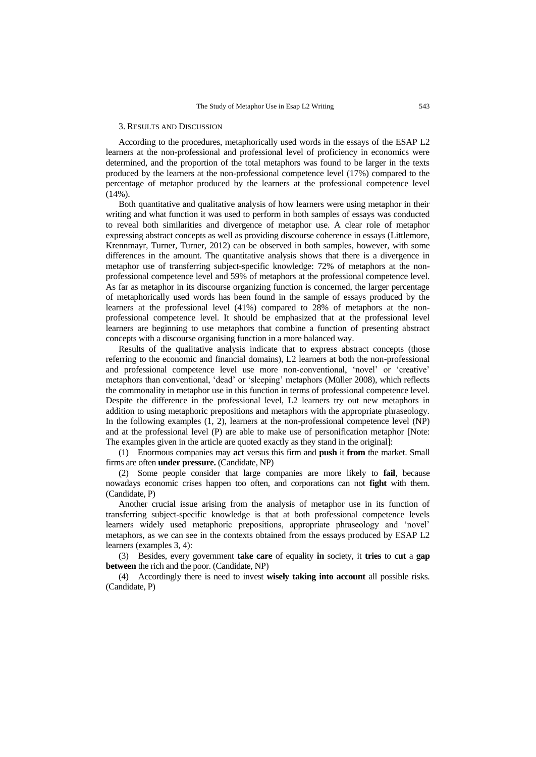## 3. Results and Discussion

According to the procedures, metaphorically used words in the essays of the ESAP L2 learners at the non-professional and professional level of proficiency in economics were determined, and the proportion of the total metaphors was found to be larger in the texts produced by the learners at the non-professional competence level (17%) compared to the percentage of metaphor produced by the learners at the professional competence level (14%).

Both quantitative and qualitative analysis of how learners were using metaphor in their writing and what function it was used to perform in both samples of essays was conducted to reveal both similarities and divergence of metaphor use. A clear role of metaphor expressing abstract concepts as well as providing discourse coherence in essays (Littlemore, Krennmayr, Turner, Turner, 2012) can be observed in both samples, however, with some differences in the amount. The quantitative analysis shows that there is a divergence in metaphor use of transferring subject-specific knowledge: 72% of metaphors at the non-professional competence level and 59% of metaphors at the professional competence level. As far as metaphor in its discourse organizing function is concerned, the larger percentage of metaphorically used words has been found in the sample of essays produced by the learners at the professional level (41%) compared to 28% of metaphors at the non-professional competence level. It should be emphasized that at the professional level learners are beginning to use metaphors that combine a function of presenting abstract concepts with a discourse organising function in a more balanced way.

Results of the qualitative analysis indicate that to express abstract concepts (those referring to the economic and financial domains), L2 learners at both the non-professional and professional competence level use more non-conventional, 'novel' or 'creative' metaphors than conventional, 'dead' or 'sleeping' metaphors (Müller 2008), which reflects the commonality in metaphor use in this function in terms of professional competence level. Despite the difference in the professional level, L2 learners try out new metaphors in addition to using metaphoric prepositions and metaphors with the appropriate phraseology. In the following examples (1, 2), learners at the non-professional competence level (NP) and at the professional level (P) are able to make use of personification metaphor [Note: The examples given in the article are quoted exactly as they stand in the original]:

(1) Enormous companies may **act** versus this firm and **push** it **from** the market. Small firms are often **under pressure.** (Candidate, NP)

(2) Some people consider that large companies are more likely to **fail**, because nowadays economic crises happen too often, and corporations can not **fight** with them. (Candidate, P)

Another crucial issue arising from the analysis of metaphor use in its function of transferring subject-specific knowledge is that at both professional competence levels learners widely used metaphoric prepositions, appropriate phraseology and 'novel' metaphors, as we can see in the contexts obtained from the essays produced by ESAP L2 learners (examples 3, 4):

(3) Besides, every government **take care** of equality **in** society, it **tries** to **cut** a **gap between** the rich and the poor. (Candidate, NP)

(4) Accordingly there is need to invest **wisely taking into account** all possible risks. (Candidate, P)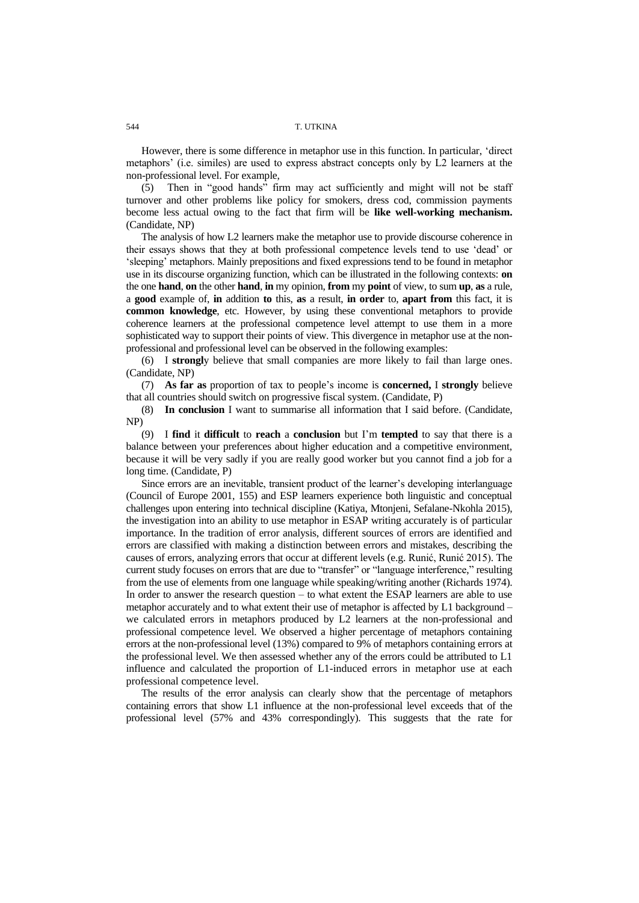However, there is some difference in metaphor use in this function. In particular, 'direct metaphors' (i.e. similes) are used to express abstract concepts only by L2 learners at the non-professional level. For example,

(5) Then in "good hands" firm may act sufficiently and might will not be staff turnover and other problems like policy for smokers, dress cod, commission payments become less actual owing to the fact that firm will be **like well-working mechanism.** (Candidate, NP)

The analysis of how L2 learners make the metaphor use to provide discourse coherence in their essays shows that they at both professional competence levels tend to use 'dead' or 'sleeping' metaphors. Mainly prepositions and fixed expressions tend to be found in metaphor use in its discourse organizing function, which can be illustrated in the following contexts: **on** the one **hand**, **on** the other **hand**, **in** my opinion, **from** my **point** of view, to sum **up**, **as** a rule, a **good** example of, **in** addition **to** this, **as** a result, **in order** to, **apart from** this fact, it is **common knowledge**, etc. However, by using these conventional metaphors to provide coherence learners at the professional competence level attempt to use them in a more sophisticated way to support their points of view. This divergence in metaphor use at the non-professional and professional level can be observed in the following examples:

(6) I **strongl**y believe that small companies are more likely to fail than large ones. (Candidate, NP)

(7) **As far as** proportion of tax to people's income is **concerned,** I **strongly** believe that all countries should switch on progressive fiscal system. (Candidate, P)

(8) **In conclusion** I want to summarise all information that I said before. (Candidate, NP)

(9) I **find** it **difficult** to **reach** a **conclusion** but I'm **tempted** to say that there is a balance between your preferences about higher education and a competitive environment, because it will be very sadly if you are really good worker but you cannot find a job for a long time. (Candidate, P)

Since errors are an inevitable, transient product of the learner's developing interlanguage (Council of Europe 2001, 155) and ESP learners experience both linguistic and conceptual challenges upon entering into technical discipline (Katiya, Mtonjeni, Sefalane-Nkohla 2015), the investigation into an ability to use metaphor in ESAP writing accurately is of particular importance. In the tradition of error analysis, different sources of errors are identified and errors are classified with making a distinction between errors and mistakes, describing the causes of errors, analyzing errors that occur at different levels (e.g. Runić, Runić 2015). The current study focuses on errors that are due to "transfer" or "language interference," resulting from the use of elements from one language while speaking/writing another (Richards 1974). In order to answer the research question – to what extent the ESAP learners are able to use metaphor accurately and to what extent their use of metaphor is affected by L1 background – we calculated errors in metaphors produced by L2 learners at the non-professional and professional competence level. We observed a higher percentage of metaphors containing errors at the non-professional level (13%) compared to 9% of metaphors containing errors at the professional level. We then assessed whether any of the errors could be attributed to L1 influence and calculated the proportion of L1-induced errors in metaphor use at each professional competence level.

The results of the error analysis can clearly show that the percentage of metaphors containing errors that show L1 influence at the non-professional level exceeds that of the professional level (57% and 43% correspondingly). This suggests that the rate for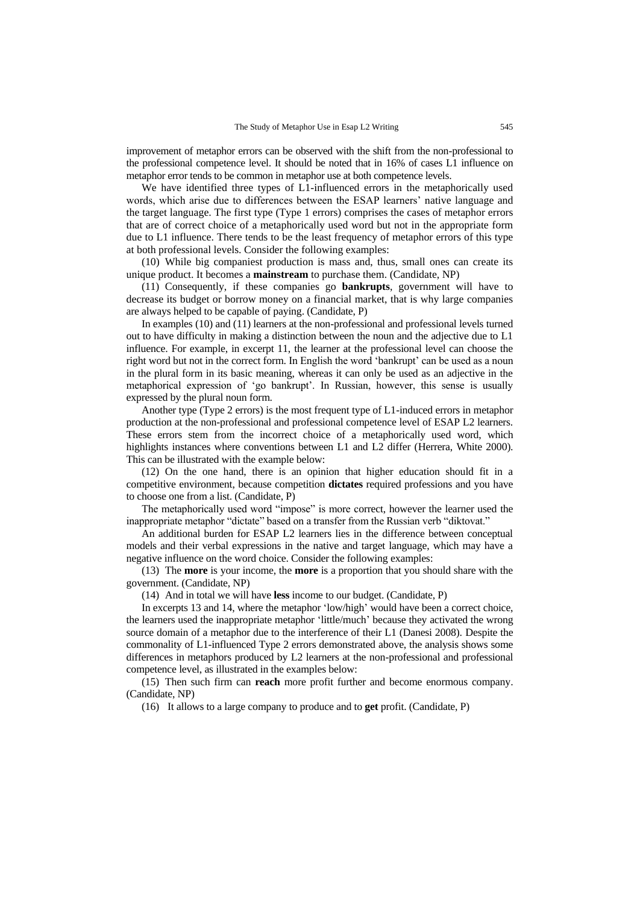improvement of metaphor errors can be observed with the shift from the non-professional to the professional competence level. It should be noted that in 16% of cases L1 influence on metaphor error tends to be common in metaphor use at both competence levels.

We have identified three types of L1-influenced errors in the metaphorically used words, which arise due to differences between the ESAP learners' native language and the target language. The first type (Type 1 errors) comprises the cases of metaphor errors that are of correct choice of a metaphorically used word but not in the appropriate form due to L1 influence. There tends to be the least frequency of metaphor errors of this type at both professional levels. Consider the following examples:

(10) While big companiest production is mass and, thus, small ones can create its unique product. It becomes a **mainstream** to purchase them. (Candidate, NP)

(11) Consequently, if these companies go **bankrupts**, government will have to decrease its budget or borrow money on a financial market, that is why large companies are always helped to be capable of paying. (Candidate, P)

In examples (10) and (11) learners at the non-professional and professional levels turned out to have difficulty in making a distinction between the noun and the adjective due to L1 influence. For example, in excerpt 11, the learner at the professional level can choose the right word but not in the correct form. In English the word 'bankrupt' can be used as a noun in the plural form in its basic meaning, whereas it can only be used as an adjective in the metaphorical expression of 'go bankrupt'. In Russian, however, this sense is usually expressed by the plural noun form.

Another type (Type 2 errors) is the most frequent type of L1-induced errors in metaphor production at the non-professional and professional competence level of ESAP L2 learners. These errors stem from the incorrect choice of a metaphorically used word, which highlights instances where conventions between L1 and L2 differ (Herrera, White 2000). This can be illustrated with the example below:

(12) On the one hand, there is an opinion that higher education should fit in a competitive environment, because competition **dictates** required professions and you have to choose one from a list. (Candidate, P)

The metaphorically used word "impose" is more correct, however the learner used the inappropriate metaphor "dictate" based on a transfer from the Russian verb "diktovat."

An additional burden for ESAP L2 learners lies in the difference between conceptual models and their verbal expressions in the native and target language, which may have a negative influence on the word choice. Consider the following examples:

(13) The **more** is your income, the **more** is a proportion that you should share with the government. (Candidate, NP)

(14) And in total we will have **less** income to our budget. (Candidate, P)

In excerpts 13 and 14, where the metaphor 'low/high' would have been a correct choice, the learners used the inappropriate metaphor 'little/much' because they activated the wrong source domain of a metaphor due to the interference of their L1 (Danesi 2008). Despite the commonality of L1-influenced Type 2 errors demonstrated above, the analysis shows some differences in metaphors produced by L2 learners at the non-professional and professional competence level, as illustrated in the examples below:

(15) Then such firm can **reach** more profit further and become enormous company. (Candidate, NP)

(16) It allows to a large company to produce and to **get** profit. (Candidate, P)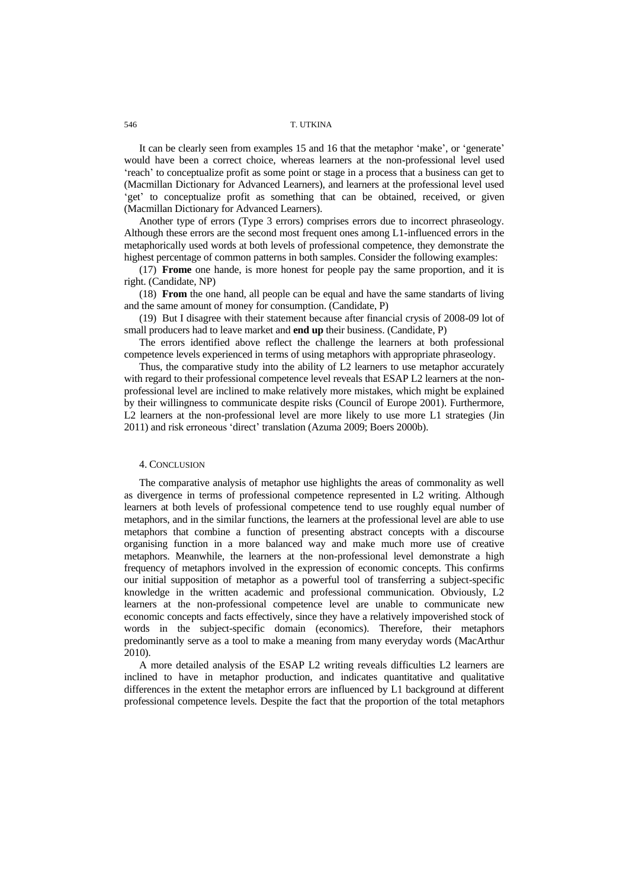It can be clearly seen from examples 15 and 16 that the metaphor 'make', or 'generate' would have been a correct choice, whereas learners at the non-professional level used 'reach' to conceptualize profit as some point or stage in a process that a business can get to (Macmillan Dictionary for Advanced Learners), and learners at the professional level used 'get' to conceptualize profit as something that can be obtained, received, or given (Macmillan Dictionary for Advanced Learners).

Another type of errors (Type 3 errors) comprises errors due to incorrect phraseology. Although these errors are the second most frequent ones among L1-influenced errors in the metaphorically used words at both levels of professional competence, they demonstrate the highest percentage of common patterns in both samples. Consider the following examples:

(17) **Frome** one hande, is more honest for people pay the same proportion, and it is right. (Candidate, NP)

(18) **From** the one hand, all people can be equal and have the same standarts of living and the same amount of money for consumption. (Candidate, P)

(19) But I disagree with their statement because after financial crysis of 2008-09 lot of small producers had to leave market and **end up** their business. (Candidate, P)

The errors identified above reflect the challenge the learners at both professional competence levels experienced in terms of using metaphors with appropriate phraseology.

Thus, the comparative study into the ability of L2 learners to use metaphor accurately with regard to their professional competence level reveals that ESAP L2 learners at the non-professional level are inclined to make relatively more mistakes, which might be explained by their willingness to communicate despite risks (Council of Europe 2001). Furthermore, L2 learners at the non-professional level are more likely to use more L1 strategies (Jin 2011) and risk erroneous 'direct' translation (Azuma 2009; Boers 2000b).

## 4. Conclusion

The comparative analysis of metaphor use highlights the areas of commonality as well as divergence in terms of professional competence represented in L2 writing. Although learners at both levels of professional competence tend to use roughly equal number of metaphors, and in the similar functions, the learners at the professional level are able to use metaphors that combine a function of presenting abstract concepts with a discourse organising function in a more balanced way and make much more use of creative metaphors. Meanwhile, the learners at the non-professional level demonstrate a high frequency of metaphors involved in the expression of economic concepts. This confirms our initial supposition of metaphor as a powerful tool of transferring a subject-specific knowledge in the written academic and professional communication. Obviously, L2 learners at the non-professional competence level are unable to communicate new economic concepts and facts effectively, since they have a relatively impoverished stock of words in the subject-specific domain (economics). Therefore, their metaphors predominantly serve as a tool to make a meaning from many everyday words (MacArthur 2010).

A more detailed analysis of the ESAP L2 writing reveals difficulties L2 learners are inclined to have in metaphor production, and indicates quantitative and qualitative differences in the extent the metaphor errors are influenced by L1 background at different professional competence levels. Despite the fact that the proportion of the total metaphors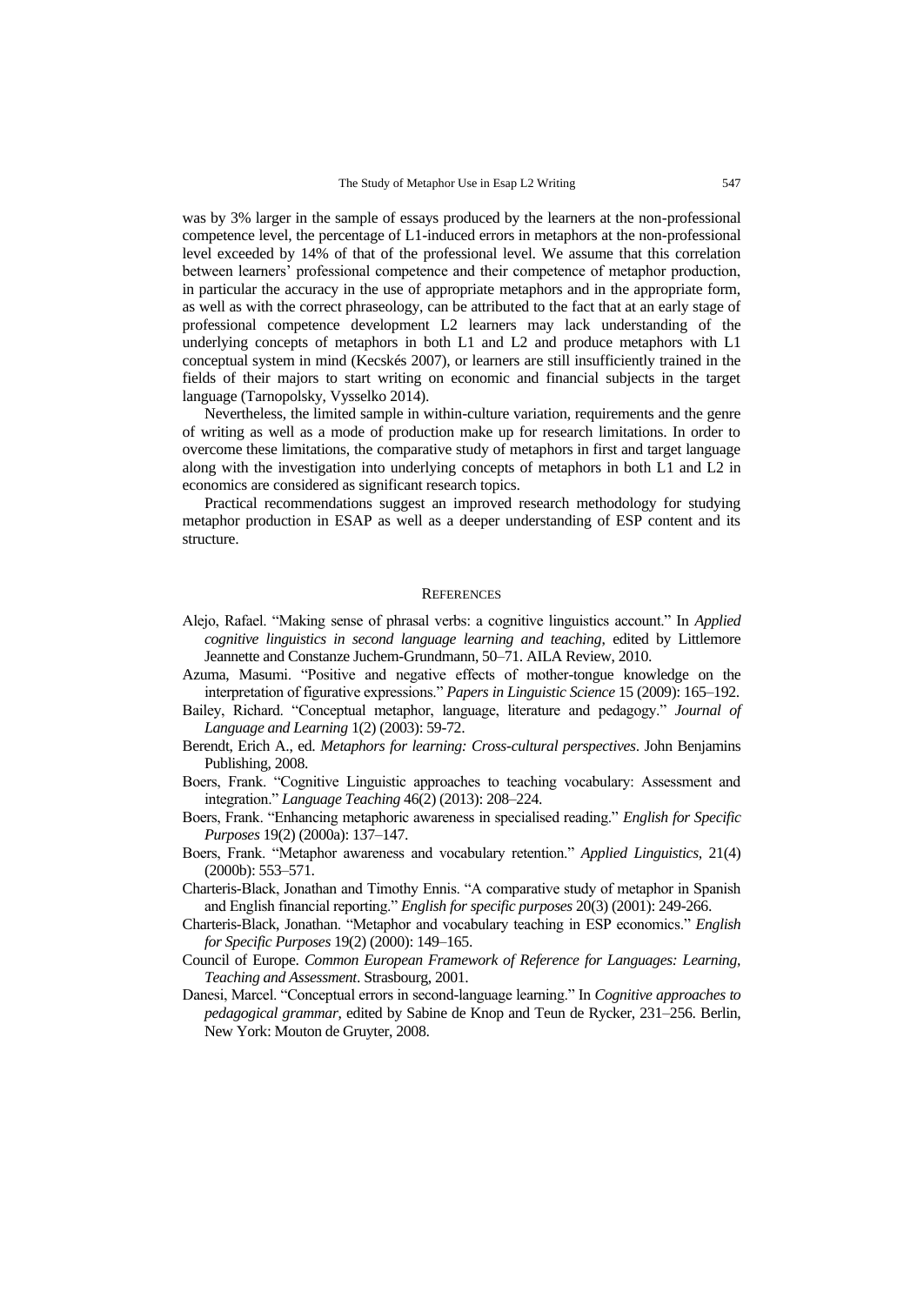was by 3% larger in the sample of essays produced by the learners at the non-professional competence level, the percentage of L1-induced errors in metaphors at the non-professional level exceeded by 14% of that of the professional level. We assume that this correlation between learners' professional competence and their competence of metaphor production, in particular the accuracy in the use of appropriate metaphors and in the appropriate form, as well as with the correct phraseology, can be attributed to the fact that at an early stage of professional competence development L2 learners may lack understanding of the underlying concepts of metaphors in both L1 and L2 and produce metaphors with L1 conceptual system in mind (Kecskés 2007), or learners are still insufficiently trained in the fields of their majors to start writing on economic and financial subjects in the target language (Tarnopolsky, Vysselko 2014).

Nevertheless, the limited sample in within-culture variation, requirements and the genre of writing as well as a mode of production make up for research limitations. In order to overcome these limitations, the comparative study of metaphors in first and target language along with the investigation into underlying concepts of metaphors in both L1 and L2 in economics are considered as significant research topics.

Practical recommendations suggest an improved research methodology for studying metaphor production in ESAP as well as a deeper understanding of ESP content and its structure.

## REFERENCES

Alejo, Rafael. "Making sense of phrasal verbs: a cognitive linguistics account." In *Applied cognitive linguistics in second language learning and teaching*, edited by Littlemore Jeannette and Constanze Juchem-Grundmann, 50–71. AILA Review, 2010.

Azuma, Masumi. "Positive and negative effects of mother-tongue knowledge on the interpretation of figurative expressions." *Papers in Linguistic Science* 15 (2009): 165–192.

Bailey, Richard. "Conceptual metaphor, language, literature and pedagogy." *Journal of Language and Learning* 1(2) (2003): 59-72.

Berendt, Erich A., ed. *Metaphors for learning: Cross-cultural perspectives*. John Benjamins Publishing, 2008.

Boers, Frank. "Cognitive Linguistic approaches to teaching vocabulary: Assessment and integration." *Language Teaching* 46(2) (2013): 208–224.

Boers, Frank. "Enhancing metaphoric awareness in specialised reading." *English for Specific Purposes* 19(2) (2000a): 137–147.

Boers, Frank. "Metaphor awareness and vocabulary retention." *Applied Linguistics,* 21(4) (2000b): 553–571.

Charteris-Black, Jonathan and Timothy Ennis. "A comparative study of metaphor in Spanish and English financial reporting." *English for specific purposes* 20(3) (2001): 249-266.

Charteris-Black, Jonathan. "Metaphor and vocabulary teaching in ESP economics." *English for Specific Purposes* 19(2) (2000): 149–165.

Council of Europe. *Common European Framework of Reference for Languages: Learning, Teaching and Assessment*. Strasbourg, 2001.

Danesi, Marcel. "Conceptual errors in second-language learning." In *Cognitive approaches to pedagogical grammar,* edited by Sabine de Knop and Teun de Rycker, 231–256. Berlin, New York: Mouton de Gruyter, 2008.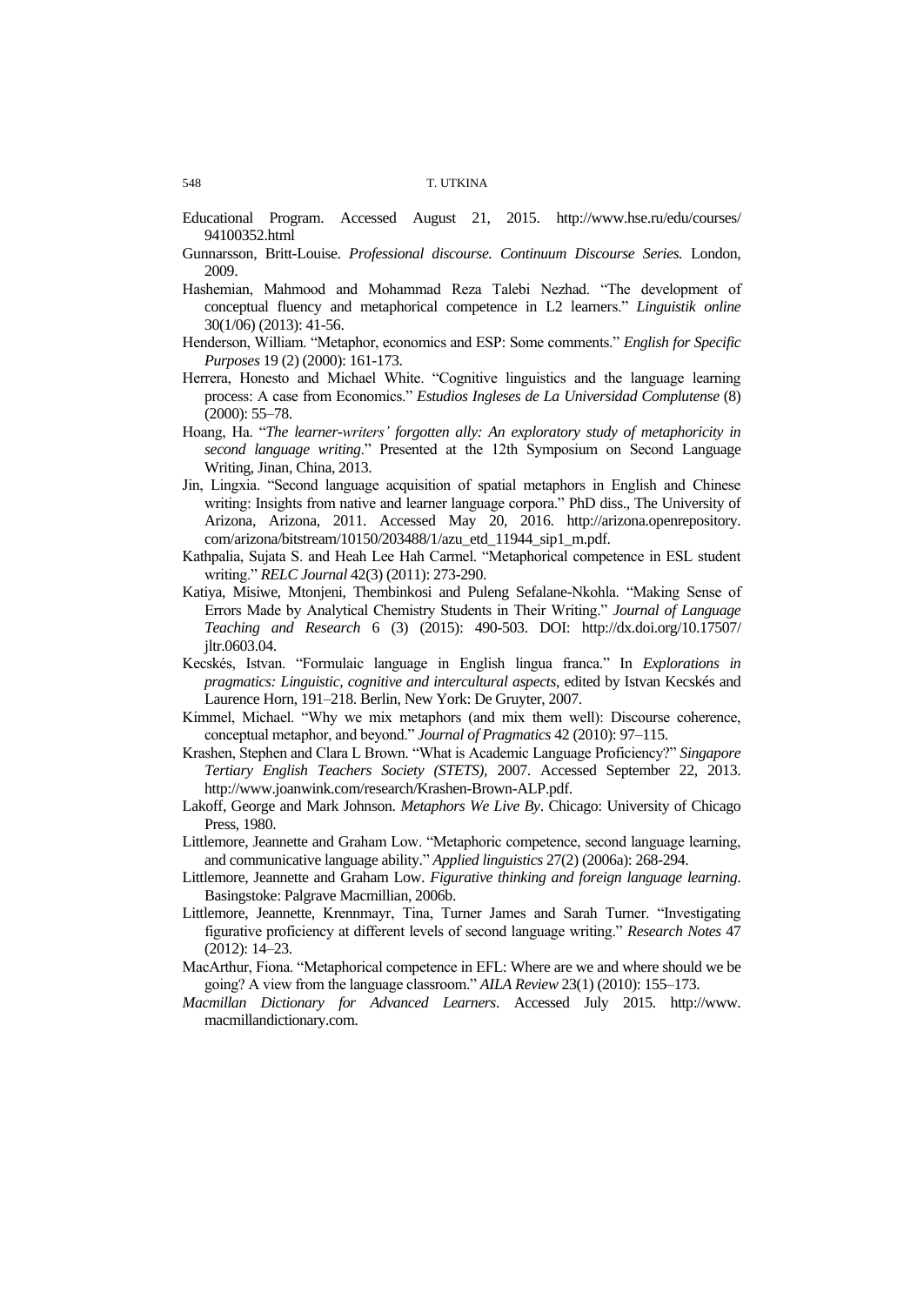Educational Program. Accessed August 21, 2015. http://www.hse.ru/edu/courses/94100352.html

Gunnarsson, Britt-Louise. *Professional discourse. Continuum Discourse Series.* London, 2009.

Hashemian, Mahmood and Mohammad Reza Talebi Nezhad. "The development of conceptual fluency and metaphorical competence in L2 learners." *Linguistik online* 30(1/06) (2013): 41-56.

Henderson, William. "Metaphor, economics and ESP: Some comments." *English for Specific Purposes* 19 (2) (2000): 161-173.

Herrera, Honesto and Michael White. "Cognitive linguistics and the language learning process: A case from Economics." *Estudios Ingleses de La Universidad Complutense* (8) (2000): 55–78.

Hoang, Ha. "*The learner-writers' forgotten ally: An exploratory study of metaphoricity in second language writing.*" Presented at the 12th Symposium on Second Language Writing, Jinan, China, 2013.

Jin, Lingxia. "Second language acquisition of spatial metaphors in English and Chinese writing: Insights from native and learner language corpora." PhD diss., The University of Arizona, Arizona, 2011. Accessed May 20, 2016. http://arizona.openrepository.com/arizona/bitstream/10150/203488/1/azu_etd_11944_sip1_m.pdf.

Kathpalia, Sujata S. and Heah Lee Hah Carmel. "Metaphorical competence in ESL student writing." *RELC Journal* 42(3) (2011): 273-290.

Katiya, Misiwe, Mtonjeni, Thembinkosi and Puleng Sefalane-Nkohla. "Making Sense of Errors Made by Analytical Chemistry Students in Their Writing." *Journal of Language Teaching and Research* 6 (3) (2015): 490-503. DOI: http://dx.doi.org/10.17507/jltr.0603.04.

Kecskés, Istvan. "Formulaic language in English lingua franca." In *Explorations in pragmatics: Linguistic, cognitive and intercultural aspects*, edited by Istvan Kecskés and Laurence Horn, 191–218. Berlin, New York: De Gruyter, 2007.

Kimmel, Michael. "Why we mix metaphors (and mix them well): Discourse coherence, conceptual metaphor, and beyond." *Journal of Pragmatics* 42 (2010): 97–115.

Krashen, Stephen and Clara L Brown. "What is Academic Language Proficiency?" *Singapore Tertiary English Teachers Society (STETS)*, 2007. Accessed September 22, 2013. http://www.joanwink.com/research/Krashen-Brown-ALP.pdf.

Lakoff, George and Mark Johnson. *Metaphors We Live By*. Chicago: University of Chicago Press, 1980.

Littlemore, Jeannette and Graham Low. "Metaphoric competence, second language learning, and communicative language ability." *Applied linguistics* 27(2) (2006a): 268-294.

Littlemore, Jeannette and Graham Low. *Figurative thinking and foreign language learning*. Basingstoke: Palgrave Macmillian, 2006b.

Littlemore, Jeannette, Krennmayr, Tina, Turner James and Sarah Turner. "Investigating figurative proficiency at different levels of second language writing." *Research Notes* 47 (2012): 14–23.

MacArthur, Fiona. "Metaphorical competence in EFL: Where are we and where should we be going? A view from the language classroom." *AILA Review* 23(1) (2010): 155–173.

*Macmillan Dictionary for Advanced Learners*. Accessed July 2015. http://www.macmillandictionary.com.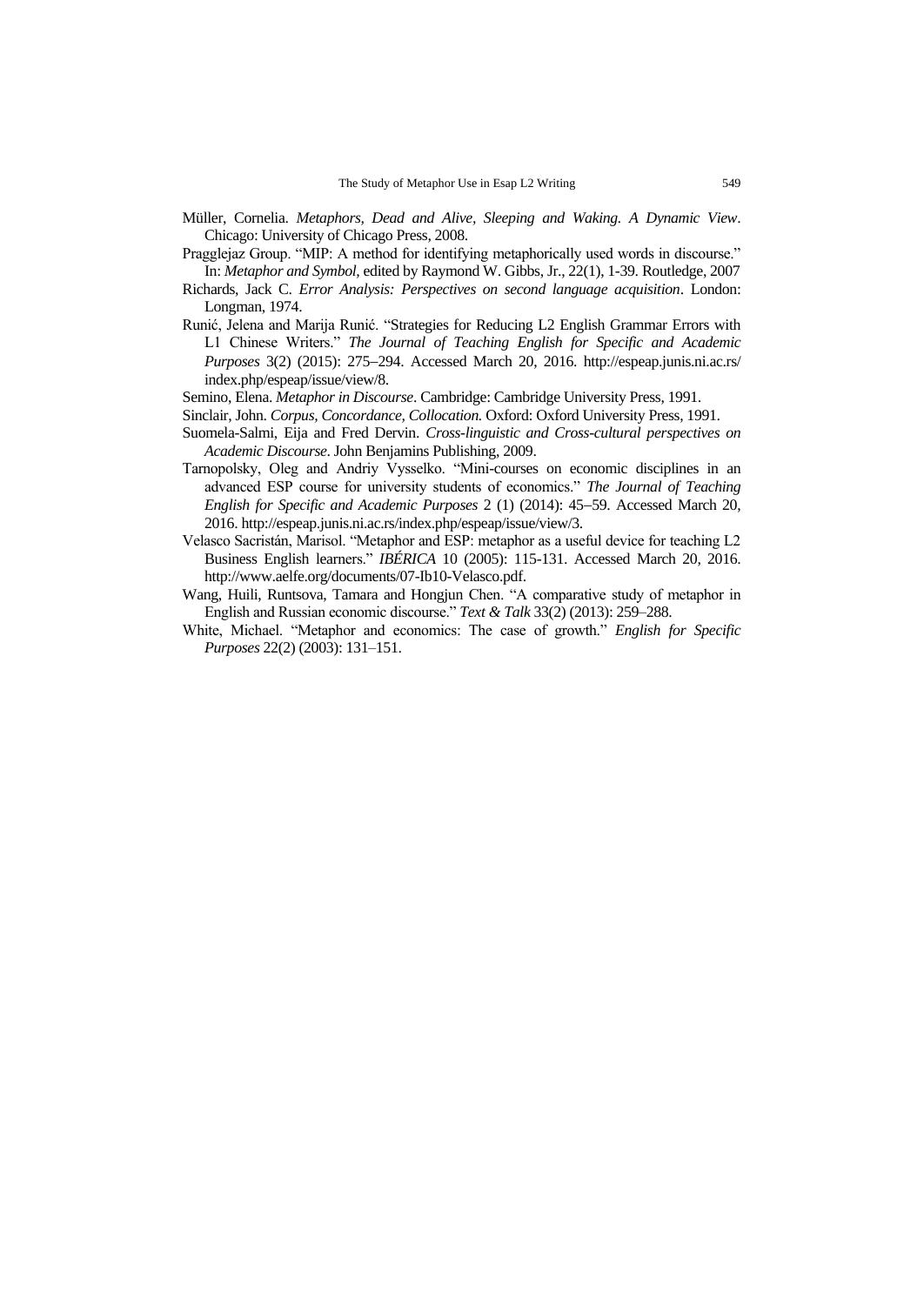Müller, Cornelia. *Metaphors, Dead and Alive, Sleeping and Waking. A Dynamic View*. Chicago: University of Chicago Press, 2008.

Pragglejaz Group. "MIP: A method for identifying metaphorically used words in discourse." In: *Metaphor and Symbol*, edited by Raymond W. Gibbs, Jr., 22(1), 1-39. Routledge, 2007

Richards, Jack C. *Error Analysis: Perspectives on second language acquisition*. London: Longman, 1974.

Runić, Jelena and Marija Runić. "Strategies for Reducing L2 English Grammar Errors with L1 Chinese Writers." *The Journal of Teaching English for Specific and Academic Purposes* 3(2) (2015): 275–294. Accessed March 20, 2016. http://espeap.junis.ni.ac.rs/index.php/espeap/issue/view/8.

Semino, Elena. *Metaphor in Discourse*. Cambridge: Cambridge University Press, 1991.

Sinclair, John. *Corpus, Concordance, Collocation.* Oxford: Oxford University Press, 1991.

Suomela-Salmi, Eija and Fred Dervin. *Cross-linguistic and Cross-cultural perspectives on Academic Discourse*. John Benjamins Publishing, 2009.

Tarnopolsky, Oleg and Andriy Vysselko. "Mini-courses on economic disciplines in an advanced ESP course for university students of economics." *The Journal of Teaching English for Specific and Academic Purposes* 2 (1) (2014): 45–59. Accessed March 20, 2016. http://espeap.junis.ni.ac.rs/index.php/espeap/issue/view/3.

Velasco Sacristán, Marisol. "Metaphor and ESP: metaphor as a useful device for teaching L2 Business English learners." *IBÉRICA* 10 (2005): 115-131. Accessed March 20, 2016. http://www.aelfe.org/documents/07-Ib10-Velasco.pdf.

Wang, Huili, Runtsova, Tamara and Hongjun Chen. "A comparative study of metaphor in English and Russian economic discourse." *Text & Talk* 33(2) (2013): 259–288.

White, Michael. "Metaphor and economics: The case of growth." *English for Specific Purposes* 22(2) (2003): 131–151.